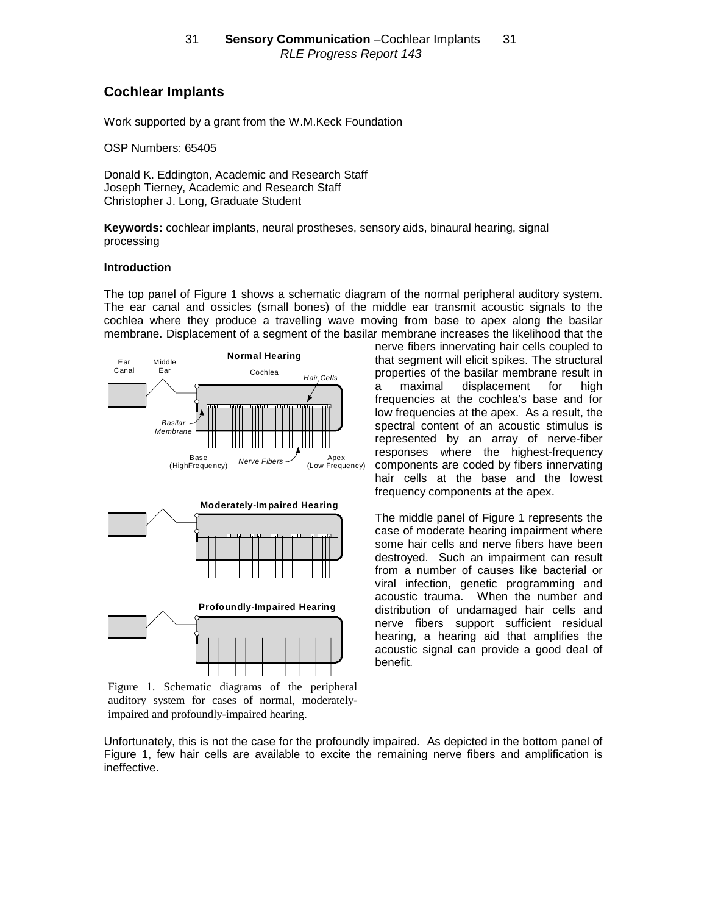## Cochlear Implants

Work supported by a grant from the W.M.Keck Foundation

OSP Numbers: 65405

Donald K. Eddington, Academic and Research Staff
Joseph Tierney, Academic and Research Staff
Christopher J. Long, Graduate Student

**Keywords:** cochlear implants, neural prostheses, sensory aids, binaural hearing, signal processing

### Introduction

The top panel of Figure 1 shows a schematic diagram of the normal peripheral auditory system. The ear canal and ossicles (small bones) of the middle ear transmit acoustic signals to the cochlea where they produce a travelling wave moving from base to apex along the basilar membrane. Displacement of a segment of the basilar membrane increases the likelihood that the nerve fibers innervating hair cells coupled to that segment will elicit spikes. The structural properties of the basilar membrane result in a maximal displacement for high frequencies at the cochlea's base and for low frequencies at the apex. As a result, the spectral content of an acoustic stimulus is represented by an array of nerve-fiber responses where the highest-frequency components are coded by fibers innervating hair cells at the base and the lowest frequency components at the apex.

Figure 1. Schematic diagrams of the peripheral auditory system for cases of normal, moderately-impaired and profoundly-impaired hearing.

The middle panel of Figure 1 represents the case of moderate hearing impairment where some hair cells and nerve fibers have been destroyed. Such an impairment can result from a number of causes like bacterial or viral infection, genetic programming and acoustic trauma. When the number and distribution of undamaged hair cells and nerve fibers support sufficient residual hearing, a hearing aid that amplifies the acoustic signal can provide a good deal of benefit.

Unfortunately, this is not the case for the profoundly impaired. As depicted in the bottom panel of Figure 1, few hair cells are available to excite the remaining nerve fibers and amplification is ineffective.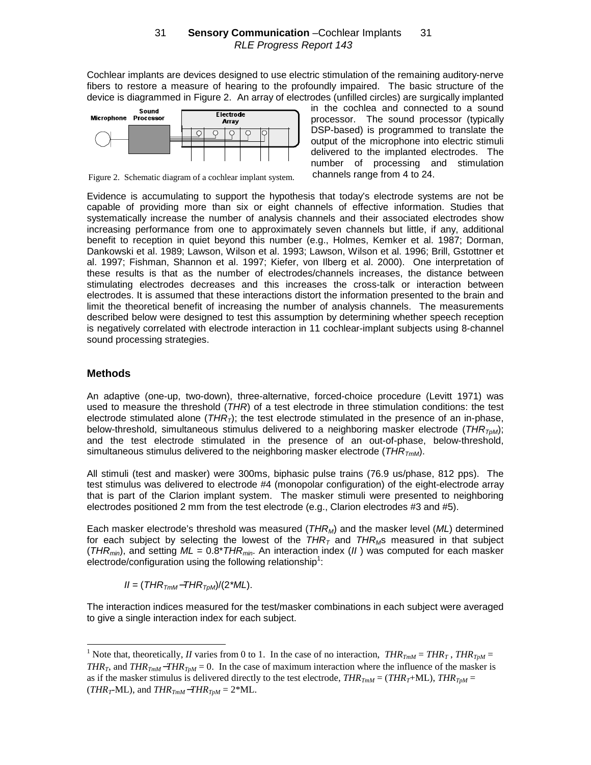Cochlear implants are devices designed to use electric stimulation of the remaining auditory-nerve fibers to restore a measure of hearing to the profoundly impaired. The basic structure of the device is diagrammed in Figure 2. An array of electrodes (unfilled circles) are surgically implanted in the cochlea and connected to a sound processor. The sound processor (typically DSP-based) is programmed to translate the output of the microphone into electric stimuli delivered to the implanted electrodes. The number of processing and stimulation channels range from 4 to 24.

Figure 2. Schematic diagram of a cochlear implant system.

Evidence is accumulating to support the hypothesis that today's electrode systems are not be capable of providing more than six or eight channels of effective information. Studies that systematically increase the number of analysis channels and their associated electrodes show increasing performance from one to approximately seven channels but little, if any, additional benefit to reception in quiet beyond this number (e.g., Holmes, Kemker et al. 1987; Dorman, Dankowski et al. 1989; Lawson, Wilson et al. 1993; Lawson, Wilson et al. 1996; Brill, Gstottner et al. 1997; Fishman, Shannon et al. 1997; Kiefer, von Ilberg et al. 2000). One interpretation of these results is that as the number of electrodes/channels increases, the distance between stimulating electrodes decreases and this increases the cross-talk or interaction between electrodes. It is assumed that these interactions distort the information presented to the brain and limit the theoretical benefit of increasing the number of analysis channels. The measurements described below were designed to test this assumption by determining whether speech reception is negatively correlated with electrode interaction in 11 cochlear-implant subjects using 8-channel sound processing strategies.

## Methods

An adaptive (one-up, two-down), three-alternative, forced-choice procedure (Levitt 1971) was used to measure the threshold (*THR*) of a test electrode in three stimulation conditions: the test electrode stimulated alone ($THR_T$); the test electrode stimulated in the presence of an in-phase, below-threshold, simultaneous stimulus delivered to a neighboring masker electrode ($THR_{TpM}$); and the test electrode stimulated in the presence of an out-of-phase, below-threshold, simultaneous stimulus delivered to the neighboring masker electrode ($THR_{TmM}$).

All stimuli (test and masker) were 300ms, biphasic pulse trains (76.9 us/phase, 812 pps). The test stimulus was delivered to electrode #4 (monopolar configuration) of the eight-electrode array that is part of the Clarion implant system. The masker stimuli were presented to neighboring electrodes positioned 2 mm from the test electrode (e.g., Clarion electrodes #3 and #5).

Each masker electrode's threshold was measured ($THR_M$) and the masker level (*ML*) determined for each subject by selecting the lowest of the $THR_T$ and $THR_M$s measured in that subject ($THR_{min}$), and setting $ML = 0.8*THR_{min}$. An interaction index (*II* ) was computed for each masker electrode/configuration using the following relationship[1]:

$$II = (THR_{TmM} - THR_{TpM})/(2*ML).$$

The interaction indices measured for the test/masker combinations in each subject were averaged to give a single interaction index for each subject.

[1] Note that, theoretically, *II* varies from 0 to 1. In the case of no interaction, $THR_{TmM} = THR_T$, $THR_{TpM} = THR_T$, and $THR_{TmM} - THR_{TpM} = 0$. In the case of maximum interaction where the influence of the masker is as if the masker stimulus is delivered directly to the test electrode, $THR_{TmM} = (THR_T + \text{ML})$, $THR_{TpM} = (THR_T - \text{ML})$, and $THR_{TmM} - THR_{TpM} = 2*\text{ML}$.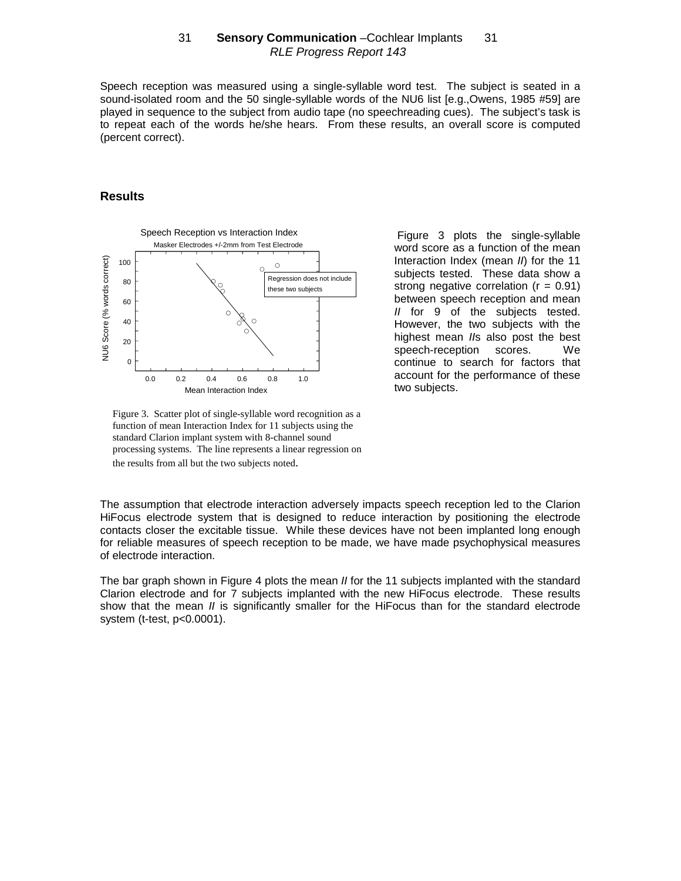Speech reception was measured using a single-syllable word test. The subject is seated in a sound-isolated room and the 50 single-syllable words of the NU6 list [e.g.,Owens, 1985 #59] are played in sequence to the subject from audio tape (no speechreading cues). The subject's task is to repeat each of the words he/she hears. From these results, an overall score is computed (percent correct).

## Results

Figure 3. Scatter plot of single-syllable word recognition as a function of mean Interaction Index for 11 subjects using the standard Clarion implant system with 8-channel sound processing systems. The line represents a linear regression on the results from all but the two subjects noted.

Figure 3 plots the single-syllable word score as a function of the mean Interaction Index (mean *II*) for the 11 subjects tested. These data show a strong negative correlation ($r = 0.91$) between speech reception and mean *II* for 9 of the subjects tested. However, the two subjects with the highest mean *II*s also post the best speech-reception scores. We continue to search for factors that account for the performance of these two subjects.

The assumption that electrode interaction adversely impacts speech reception led to the Clarion HiFocus electrode system that is designed to reduce interaction by positioning the electrode contacts closer the excitable tissue. While these devices have not been implanted long enough for reliable measures of speech reception to be made, we have made psychophysical measures of electrode interaction.

The bar graph shown in Figure 4 plots the mean *II* for the 11 subjects implanted with the standard Clarion electrode and for 7 subjects implanted with the new HiFocus electrode. These results show that the mean *II* is significantly smaller for the HiFocus than for the standard electrode system (t-test, $p<0.0001$).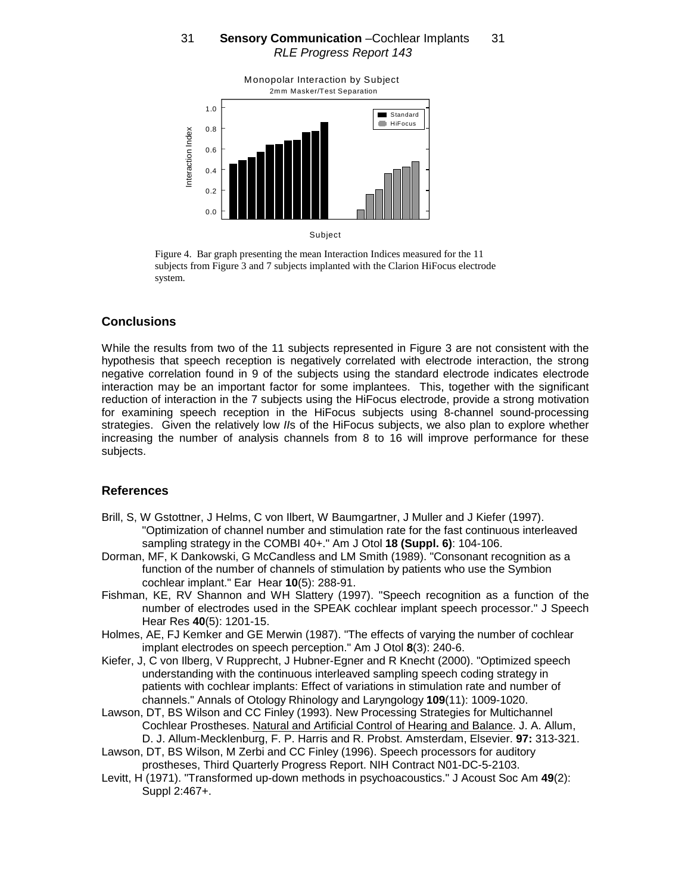Monopolar Interaction by Subject

2mm Masker/Test Separation

Interaction Index

1.0

0.8

0.6

0.4

0.2

0.0

Standard

HiFocus

Subject

Figure 4. Bar graph presenting the mean Interaction Indices measured for the 11 subjects from Figure 3 and 7 subjects implanted with the Clarion HiFocus electrode system.

## Conclusions

While the results from two of the 11 subjects represented in Figure 3 are not consistent with the hypothesis that speech reception is negatively correlated with electrode interaction, the strong negative correlation found in 9 of the subjects using the standard electrode indicates electrode interaction may be an important factor for some implantees. This, together with the significant reduction of interaction in the 7 subjects using the HiFocus electrode, provide a strong motivation for examining speech reception in the HiFocus subjects using 8-channel sound-processing strategies. Given the relatively low *II*s of the HiFocus subjects, we also plan to explore whether increasing the number of analysis channels from 8 to 16 will improve performance for these subjects.

## References

Brill, S, W Gstottner, J Helms, C von Ilbert, W Baumgartner, J Muller and J Kiefer (1997). "Optimization of channel number and stimulation rate for the fast continuous interleaved sampling strategy in the COMBI 40+." Am J Otol **18 (Suppl. 6)**: 104-106.

Dorman, MF, K Dankowski, G McCandless and LM Smith (1989). "Consonant recognition as a function of the number of channels of stimulation by patients who use the Symbion cochlear implant." Ear Hear **10**(5): 288-91.

Fishman, KE, RV Shannon and WH Slattery (1997). "Speech recognition as a function of the number of electrodes used in the SPEAK cochlear implant speech processor." J Speech Hear Res **40**(5): 1201-15.

Holmes, AE, FJ Kemker and GE Merwin (1987). "The effects of varying the number of cochlear implant electrodes on speech perception." Am J Otol **8**(3): 240-6.

Kiefer, J, C von Ilberg, V Rupprecht, J Hubner-Egner and R Knecht (2000). "Optimized speech understanding with the continuous interleaved sampling speech coding strategy in patients with cochlear implants: Effect of variations in stimulation rate and number of channels." Annals of Otology Rhinology and Laryngology **109**(11): 1009-1020.

Lawson, DT, BS Wilson and CC Finley (1993). New Processing Strategies for Multichannel Cochlear Prostheses. Natural and Artificial Control of Hearing and Balance. J. A. Allum, D. J. Allum-Mecklenburg, F. P. Harris and R. Probst. Amsterdam, Elsevier. **97:** 313-321.

Lawson, DT, BS Wilson, M Zerbi and CC Finley (1996). Speech processors for auditory prostheses, Third Quarterly Progress Report. NIH Contract N01-DC-5-2103.

Levitt, H (1971). "Transformed up-down methods in psychoacoustics." J Acoust Soc Am **49**(2): Suppl 2:467+.